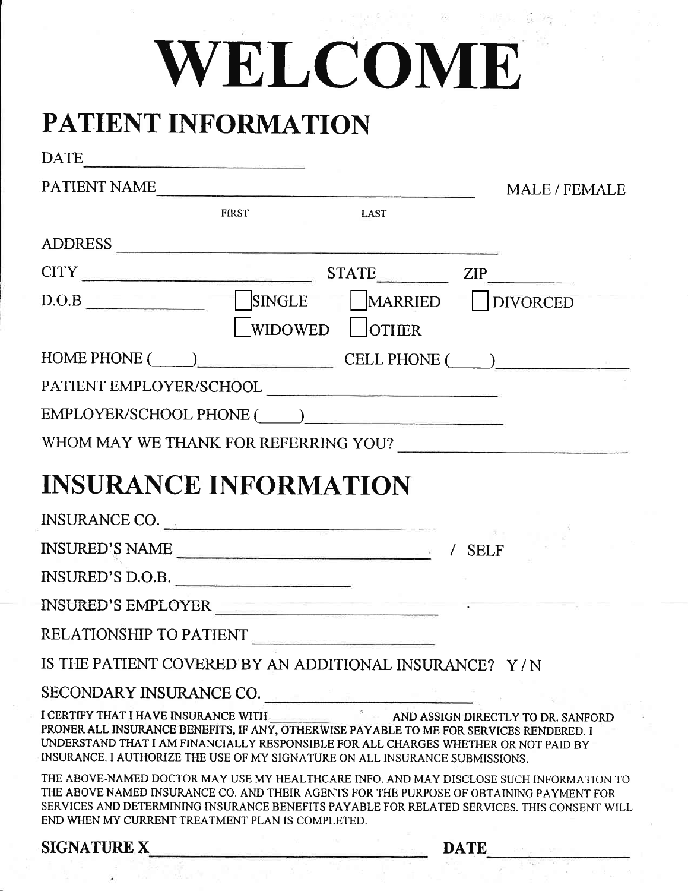# WELCOME

## PATIENT INFORMATION

DATE ____________________

PATIENT NAME ______________________________ MALE / FEMALE

FIRST LAST

ADDRESS ______________________________

CITY ____________________ STATE ________ ZIP ________

D.O.B ____________ ☐ SINGLE ☐ MARRIED ☐ DIVORCED ☐ WIDOWED ☐ OTHER

HOME PHONE (____) ____________ CELL PHONE (____) ____________

PATIENT EMPLOYER/SCHOOL ____________________

EMPLOYER/SCHOOL PHONE (____) ____________________

WHOM MAY WE THANK FOR REFERRING YOU? ____________________

## INSURANCE INFORMATION

INSURANCE CO. ____________________

INSURED'S NAME ____________________ / SELF

INSURED'S D.O.B. ____________________

INSURED'S EMPLOYER ____________________

RELATIONSHIP TO PATIENT ____________________

IS THE PATIENT COVERED BY AN ADDITIONAL INSURANCE? Y / N

SECONDARY INSURANCE CO. ____________________

I CERTIFY THAT I HAVE INSURANCE WITH ____________ AND ASSIGN DIRECTLY TO DR. SANFORD PRONER ALL INSURANCE BENEFITS, IF ANY, OTHERWISE PAYABLE TO ME FOR SERVICES RENDERED. I UNDERSTAND THAT I AM FINANCIALLY RESPONSIBLE FOR ALL CHARGES WHETHER OR NOT PAID BY INSURANCE. I AUTHORIZE THE USE OF MY SIGNATURE ON ALL INSURANCE SUBMISSIONS.

THE ABOVE-NAMED DOCTOR MAY USE MY HEALTHCARE INFO. AND MAY DISCLOSE SUCH INFORMATION TO THE ABOVE NAMED INSURANCE CO. AND THEIR AGENTS FOR THE PURPOSE OF OBTAINING PAYMENT FOR SERVICES AND DETERMINING INSURANCE BENEFITS PAYABLE FOR RELATED SERVICES. THIS CONSENT WILL END WHEN MY CURRENT TREATMENT PLAN IS COMPLETED.

**SIGNATURE X** ______________________________ **DATE** ____________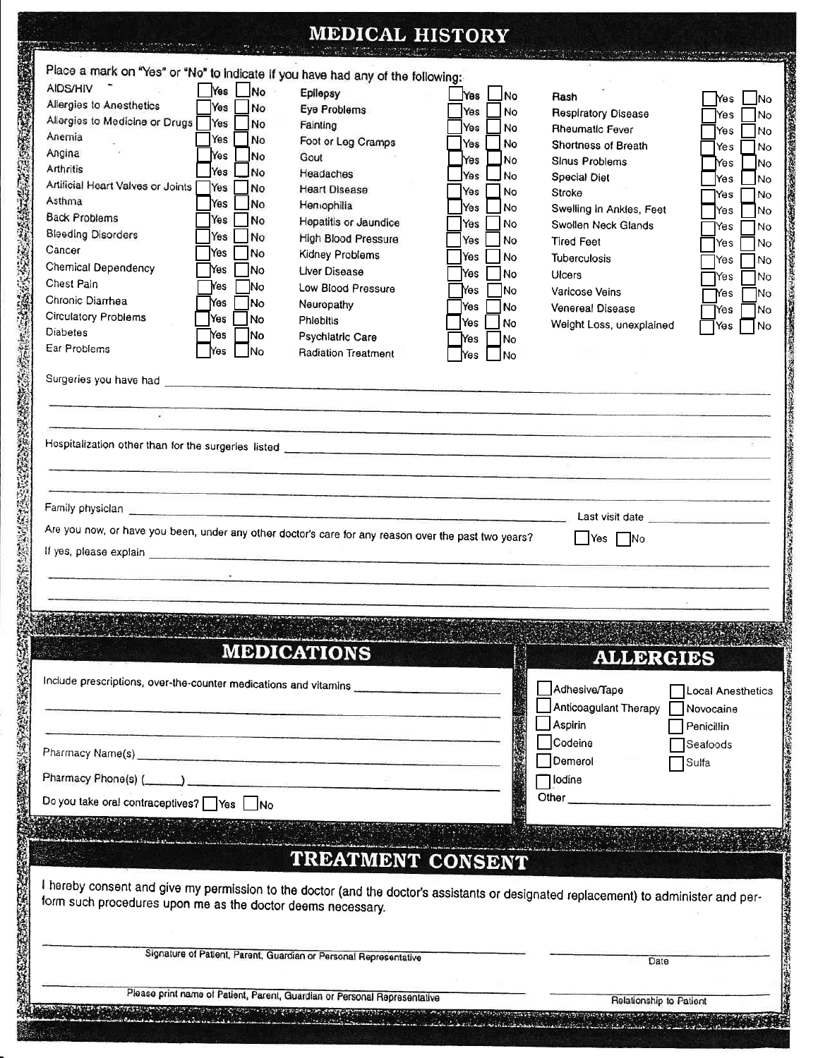# MEDICAL HISTORY

Place a mark on "Yes" or "No" to indicate if you have had any of the following:

| | | | |
|---|---|---|---|
| AIDS/HIV | ☐ Yes ☐ No | Epilepsy | ☐ Yes ☐ No |
| Allergies to Anesthetics | ☐ Yes ☐ No | Eye Problems | ☐ Yes ☐ No |
| Allergies to Medicine or Drugs | ☐ Yes ☐ No | Fainting | ☐ Yes ☐ No |
| Anemia | ☐ Yes ☐ No | Foot or Leg Cramps | ☐ Yes ☐ No |
| Angina | ☐ Yes ☐ No | Gout | ☐ Yes ☐ No |
| Arthritis | ☐ Yes ☐ No | Headaches | ☐ Yes ☐ No |
| Artificial Heart Valves or Joints | ☐ Yes ☐ No | Heart Disease | ☐ Yes ☐ No |
| Asthma | ☐ Yes ☐ No | Hemophilia | ☐ Yes ☐ No |
| Back Problems | ☐ Yes ☐ No | Hepatitis or Jaundice | ☐ Yes ☐ No |
| Bleeding Disorders | ☐ Yes ☐ No | High Blood Pressure | ☐ Yes ☐ No |
| Cancer | ☐ Yes ☐ No | Kidney Problems | ☐ Yes ☐ No |
| Chemical Dependency | ☐ Yes ☐ No | Liver Disease | ☐ Yes ☐ No |
| Chest Pain | ☐ Yes ☐ No | Low Blood Pressure | ☐ Yes ☐ No |
| Chronic Diarrhea | ☐ Yes ☐ No | Neuropathy | ☐ Yes ☐ No |
| Circulatory Problems | ☐ Yes ☐ No | Phlebitis | ☐ Yes ☐ No |
| Diabetes | ☐ Yes ☐ No | Psychiatric Care | ☐ Yes ☐ No |
| Ear Problems | ☐ Yes ☐ No | Radiation Treatment | ☐ Yes ☐ No |

| | |
|---|---|
| Rash | ☐ Yes ☐ No |
| Respiratory Disease | ☐ Yes ☐ No |
| Rheumatic Fever | ☐ Yes ☐ No |
| Shortness of Breath | ☐ Yes ☐ No |
| Sinus Problems | ☐ Yes ☐ No |
| Special Diet | ☐ Yes ☐ No |
| Stroke | ☐ Yes ☐ No |
| Swelling in Ankles, Feet | ☐ Yes ☐ No |
| Swollen Neck Glands | ☐ Yes ☐ No |
| Tired Feet | ☐ Yes ☐ No |
| Tuberculosis | ☐ Yes ☐ No |
| Ulcers | ☐ Yes ☐ No |
| Varicose Veins | ☐ Yes ☐ No |
| Venereal Disease | ☐ Yes ☐ No |
| Weight Loss, unexplained | ☐ Yes ☐ No |

Surgeries you have had ______________________________

Hospitalization other than for the surgeries listed ______________________________

Family physician ______________________________ Last visit date ______________

Are you now, or have you been, under any other doctor's care for any reason over the past two years? ☐ Yes ☐ No

If yes, please explain ______________________________

# MEDICATIONS

Include prescriptions, over-the-counter medications and vitamins ______________________________

Pharmacy Name(s) ______________________________

Pharmacy Phone(s) (______) ______________________________

Do you take oral contraceptives? ☐ Yes ☐ No

# ALLERGIES

☐ Adhesive/Tape
☐ Anticoagulant Therapy
☐ Aspirin
☐ Codeine
☐ Demerol
☐ Iodine
☐ Local Anesthetics
☐ Novocaine
☐ Penicillin
☐ Seafoods
☐ Sulfa

Other ______________________________

# TREATMENT CONSENT

I hereby consent and give my permission to the doctor (and the doctor's assistants or designated replacement) to administer and perform such procedures upon me as the doctor deems necessary.

______________________________ Signature of Patient, Parent, Guardian or Personal Representative

______________ Date

______________________________ Please print name of Patient, Parent, Guardian or Personal Representative

______________ Relationship to Patient